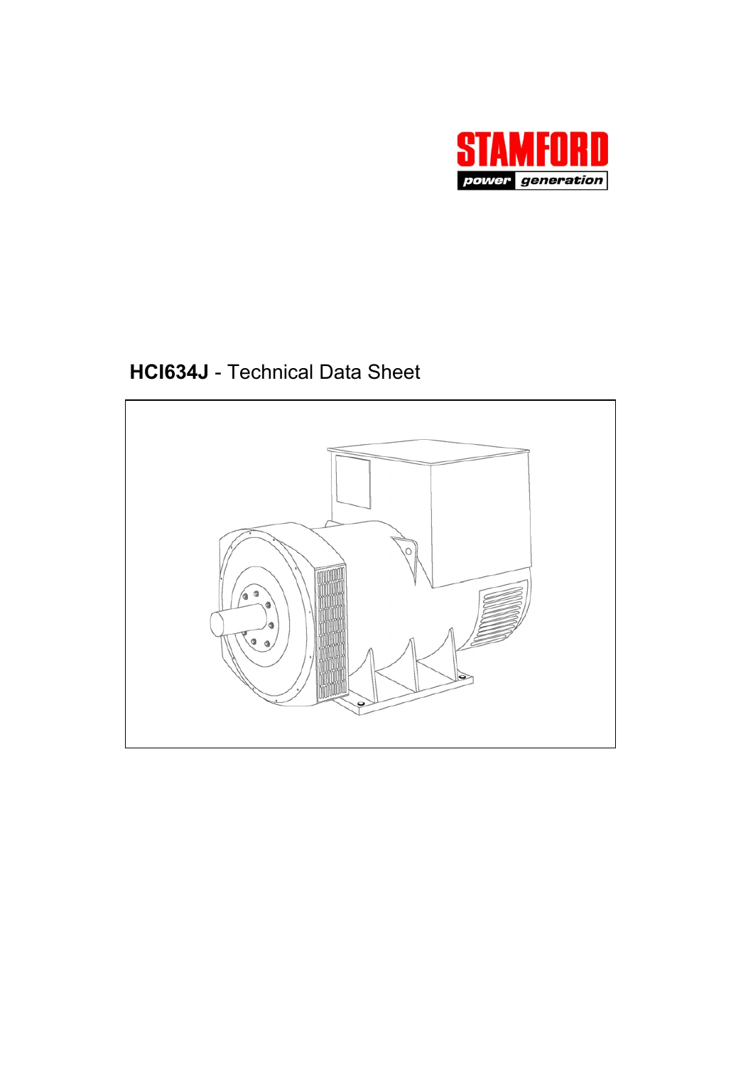STAMFORD

power generation

# **HCI634J** - Technical Data Sheet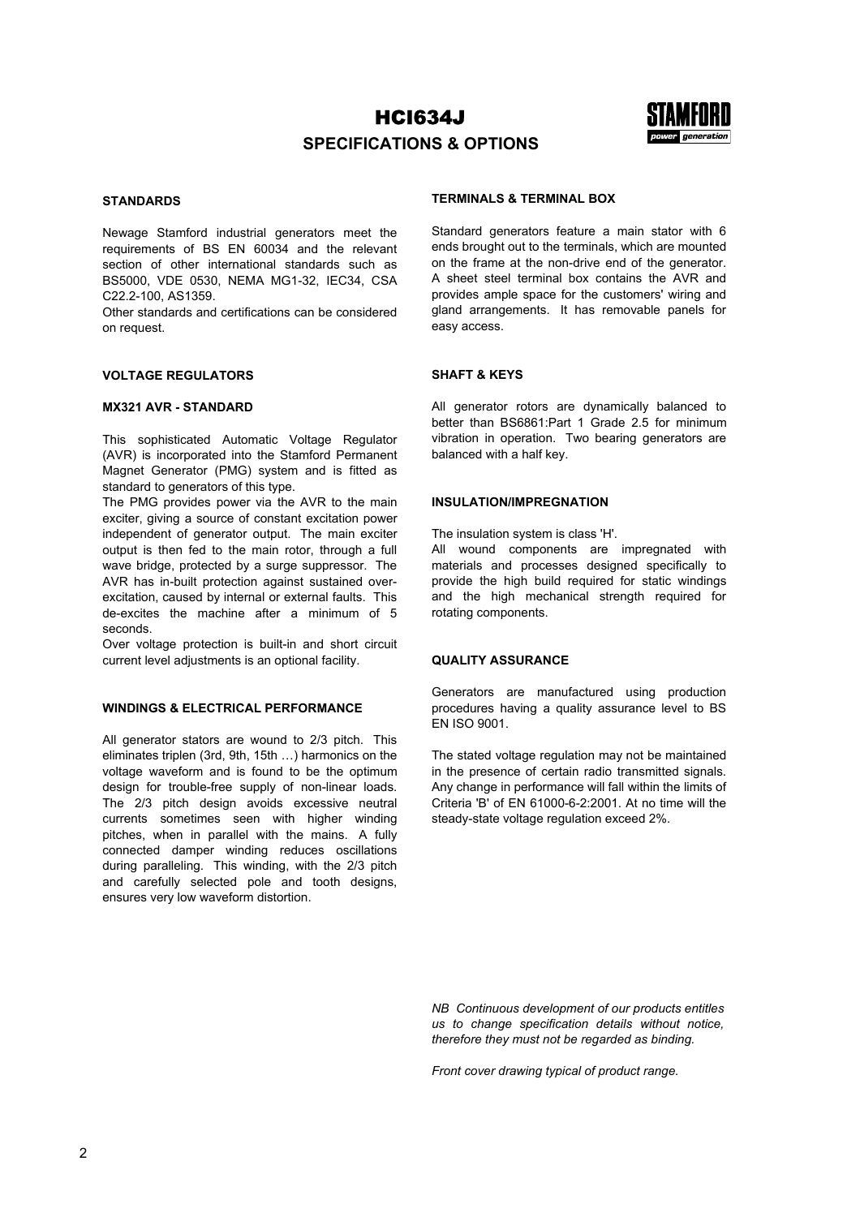# HCI634J

## SPECIFICATIONS & OPTIONS

### STANDARDS

Newage Stamford industrial generators meet the requirements of BS EN 60034 and the relevant section of other international standards such as BS5000, VDE 0530, NEMA MG1-32, IEC34, CSA C22.2-100, AS1359.
Other standards and certifications can be considered on request.

### VOLTAGE REGULATORS

#### MX321 AVR - STANDARD

This sophisticated Automatic Voltage Regulator (AVR) is incorporated into the Stamford Permanent Magnet Generator (PMG) system and is fitted as standard to generators of this type.
The PMG provides power via the AVR to the main exciter, giving a source of constant excitation power independent of generator output. The main exciter output is then fed to the main rotor, through a full wave bridge, protected by a surge suppressor. The AVR has in-built protection against sustained over-excitation, caused by internal or external faults. This de-excites the machine after a minimum of 5 seconds.
Over voltage protection is built-in and short circuit current level adjustments is an optional facility.

### WINDINGS & ELECTRICAL PERFORMANCE

All generator stators are wound to 2/3 pitch. This eliminates triplen (3rd, 9th, 15th …) harmonics on the voltage waveform and is found to be the optimum design for trouble-free supply of non-linear loads. The 2/3 pitch design avoids excessive neutral currents sometimes seen with higher winding pitches, when in parallel with the mains. A fully connected damper winding reduces oscillations during paralleling. This winding, with the 2/3 pitch and carefully selected pole and tooth designs, ensures very low waveform distortion.

### TERMINALS & TERMINAL BOX

Standard generators feature a main stator with 6 ends brought out to the terminals, which are mounted on the frame at the non-drive end of the generator. A sheet steel terminal box contains the AVR and provides ample space for the customers' wiring and gland arrangements. It has removable panels for easy access.

### SHAFT & KEYS

All generator rotors are dynamically balanced to better than BS6861:Part 1 Grade 2.5 for minimum vibration in operation. Two bearing generators are balanced with a half key.

### INSULATION/IMPREGNATION

The insulation system is class 'H'.
All wound components are impregnated with materials and processes designed specifically to provide the high build required for static windings and the high mechanical strength required for rotating components.

### QUALITY ASSURANCE

Generators are manufactured using production procedures having a quality assurance level to BS EN ISO 9001.

The stated voltage regulation may not be maintained in the presence of certain radio transmitted signals. Any change in performance will fall within the limits of Criteria 'B' of EN 61000-6-2:2001. At no time will the steady-state voltage regulation exceed 2%.

*NB Continuous development of our products entitles us to change specification details without notice, therefore they must not be regarded as binding.*

*Front cover drawing typical of product range.*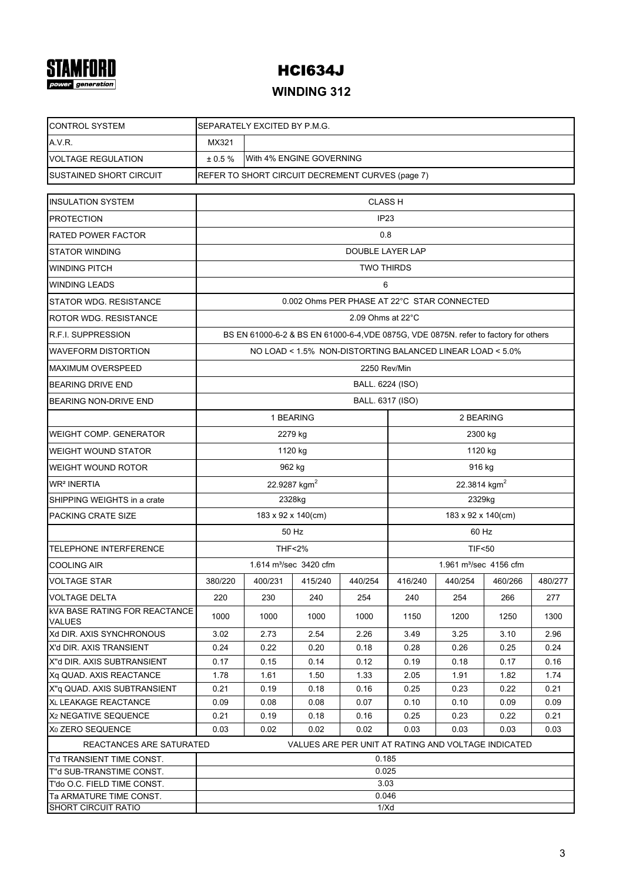STAMFORD
power generation

# HCI634J

## WINDING 312

| CONTROL SYSTEM | SEPARATELY EXCITED BY P.M.G. | | | | | | | |
|---|---|---|---|---|---|---|---|---|
| A.V.R. | MX321 | | | | | | | |
| VOLTAGE REGULATION | ± 0.5 % | With 4% ENGINE GOVERNING | | | | | | |
| SUSTAINED SHORT CIRCUIT | REFER TO SHORT CIRCUIT DECREMENT CURVES (page 7) | | | | | | | |

| INSULATION SYSTEM | CLASS H | | | | | | | |
|---|---|---|---|---|---|---|---|---|
| PROTECTION | IP23 | | | | | | | |
| RATED POWER FACTOR | 0.8 | | | | | | | |
| STATOR WINDING | DOUBLE LAYER LAP | | | | | | | |
| WINDING PITCH | TWO THIRDS | | | | | | | |
| WINDING LEADS | 6 | | | | | | | |
| STATOR WDG. RESISTANCE | 0.002 Ohms PER PHASE AT 22°C STAR CONNECTED | | | | | | | |
| ROTOR WDG. RESISTANCE | 2.09 Ohms at 22°C | | | | | | | |
| R.F.I. SUPPRESSION | BS EN 61000-6-2 & BS EN 61000-6-4,VDE 0875G, VDE 0875N. refer to factory for others | | | | | | | |
| WAVEFORM DISTORTION | NO LOAD < 1.5% NON-DISTORTING BALANCED LINEAR LOAD < 5.0% | | | | | | | |
| MAXIMUM OVERSPEED | 2250 Rev/Min | | | | | | | |
| BEARING DRIVE END | BALL. 6224 (ISO) | | | | | | | |
| BEARING NON-DRIVE END | BALL. 6317 (ISO) | | | | | | | |
| | 1 BEARING | | | | 2 BEARING | | | |
| WEIGHT COMP. GENERATOR | 2279 kg | | | | 2300 kg | | | |
| WEIGHT WOUND STATOR | 1120 kg | | | | 1120 kg | | | |
| WEIGHT WOUND ROTOR | 962 kg | | | | 916 kg | | | |
| WR² INERTIA | 22.9287 kgm$^2$ | | | | 22.3814 kgm$^2$ | | | |
| SHIPPING WEIGHTS in a crate | 2328kg | | | | 2329kg | | | |
| PACKING CRATE SIZE | 183 x 92 x 140(cm) | | | | 183 x 92 x 140(cm) | | | |
| | 50 Hz | | | | 60 Hz | | | |
| TELEPHONE INTERFERENCE | THF<2% | | | | TIF<50 | | | |
| COOLING AIR | 1.614 m³/sec 3420 cfm | | | | 1.961 m³/sec 4156 cfm | | | |
| VOLTAGE STAR | 380/220 | 400/231 | 415/240 | 440/254 | 416/240 | 440/254 | 460/266 | 480/277 |
| VOLTAGE DELTA | 220 | 230 | 240 | 254 | 240 | 254 | 266 | 277 |
| kVA BASE RATING FOR REACTANCE VALUES | 1000 | 1000 | 1000 | 1000 | 1150 | 1200 | 1250 | 1300 |
| Xd DIR. AXIS SYNCHRONOUS | 3.02 | 2.73 | 2.54 | 2.26 | 3.49 | 3.25 | 3.10 | 2.96 |
| X'd DIR. AXIS TRANSIENT | 0.24 | 0.22 | 0.20 | 0.18 | 0.28 | 0.26 | 0.25 | 0.24 |
| X''d DIR. AXIS SUBTRANSIENT | 0.17 | 0.15 | 0.14 | 0.12 | 0.19 | 0.18 | 0.17 | 0.16 |
| Xq QUAD. AXIS REACTANCE | 1.78 | 1.61 | 1.50 | 1.33 | 2.05 | 1.91 | 1.82 | 1.74 |
| X''q QUAD. AXIS SUBTRANSIENT | 0.21 | 0.19 | 0.18 | 0.16 | 0.25 | 0.23 | 0.22 | 0.21 |
| $X_L$ LEAKAGE REACTANCE | 0.09 | 0.08 | 0.08 | 0.07 | 0.10 | 0.10 | 0.09 | 0.09 |
| $X_2$ NEGATIVE SEQUENCE | 0.21 | 0.19 | 0.18 | 0.16 | 0.25 | 0.23 | 0.22 | 0.21 |
| $X_0$ ZERO SEQUENCE | 0.03 | 0.02 | 0.02 | 0.02 | 0.03 | 0.03 | 0.03 | 0.03 |
| REACTANCES ARE SATURATED | VALUES ARE PER UNIT AT RATING AND VOLTAGE INDICATED | | | | | | | |
| T'd TRANSIENT TIME CONST. | 0.185 | | | | | | | |
| T''d SUB-TRANSTIME CONST. | 0.025 | | | | | | | |
| T'do O.C. FIELD TIME CONST. | 3.03 | | | | | | | |
| Ta ARMATURE TIME CONST. | 0.046 | | | | | | | |
| SHORT CIRCUIT RATIO | 1/Xd | | | | | | | |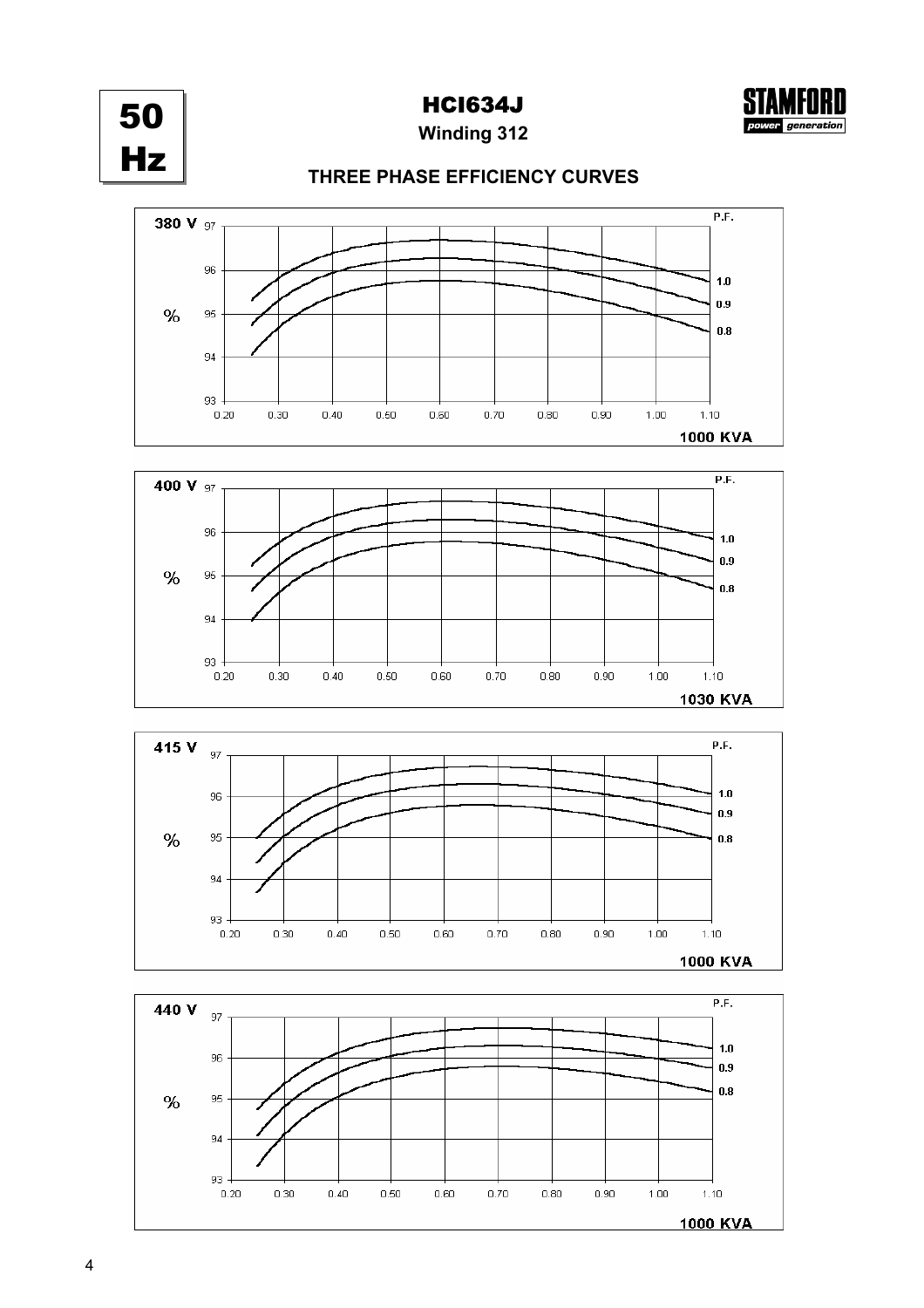**50 Hz**

# HCI634J

**Winding 312**

## THREE PHASE EFFICIENCY CURVES

**380 V**

P.F. 1.0, 0.9, 0.8

% (93–97) vs 1000 KVA (0.20–1.10)

**400 V**

P.F. 1.0, 0.9, 0.8

% (93–97) vs 1030 KVA (0.20–1.10)

**415 V**

P.F. 1.0, 0.9, 0.8

% (93–97) vs 1000 KVA (0.20–1.10)

**440 V**

P.F. 1.0, 0.9, 0.8

% (93–97) vs 1000 KVA (0.20–1.10)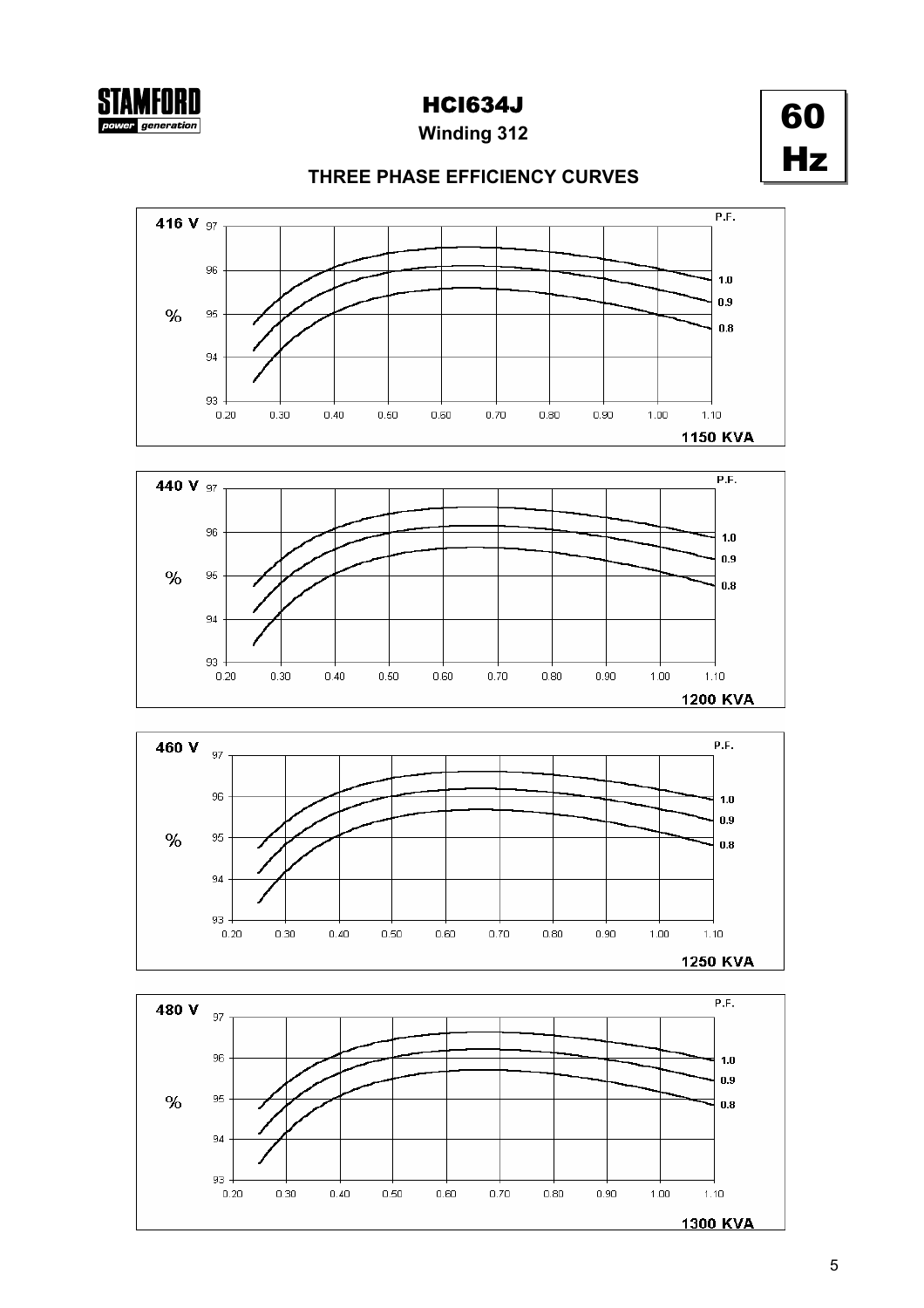# HCI634J

**Winding 312**

**60 Hz**

## THREE PHASE EFFICIENCY CURVES

**416 V**

P.F.: 1.0, 0.9, 0.8

% (93 – 97)

0.20 0.30 0.40 0.50 0.60 0.70 0.80 0.90 1.00 1.10

**1150 KVA**

**440 V**

P.F.: 1.0, 0.9, 0.8

% (93 – 97)

0.20 0.30 0.40 0.50 0.60 0.70 0.80 0.90 1.00 1.10

**1200 KVA**

**460 V**

P.F.: 1.0, 0.9, 0.8

% (93 – 97)

0.20 0.30 0.40 0.50 0.60 0.70 0.80 0.90 1.00 1.10

**1250 KVA**

**480 V**

P.F.: 1.0, 0.9, 0.8

% (93 – 97)

0.20 0.30 0.40 0.50 0.60 0.70 0.80 0.90 1.00 1.10

**1300 KVA**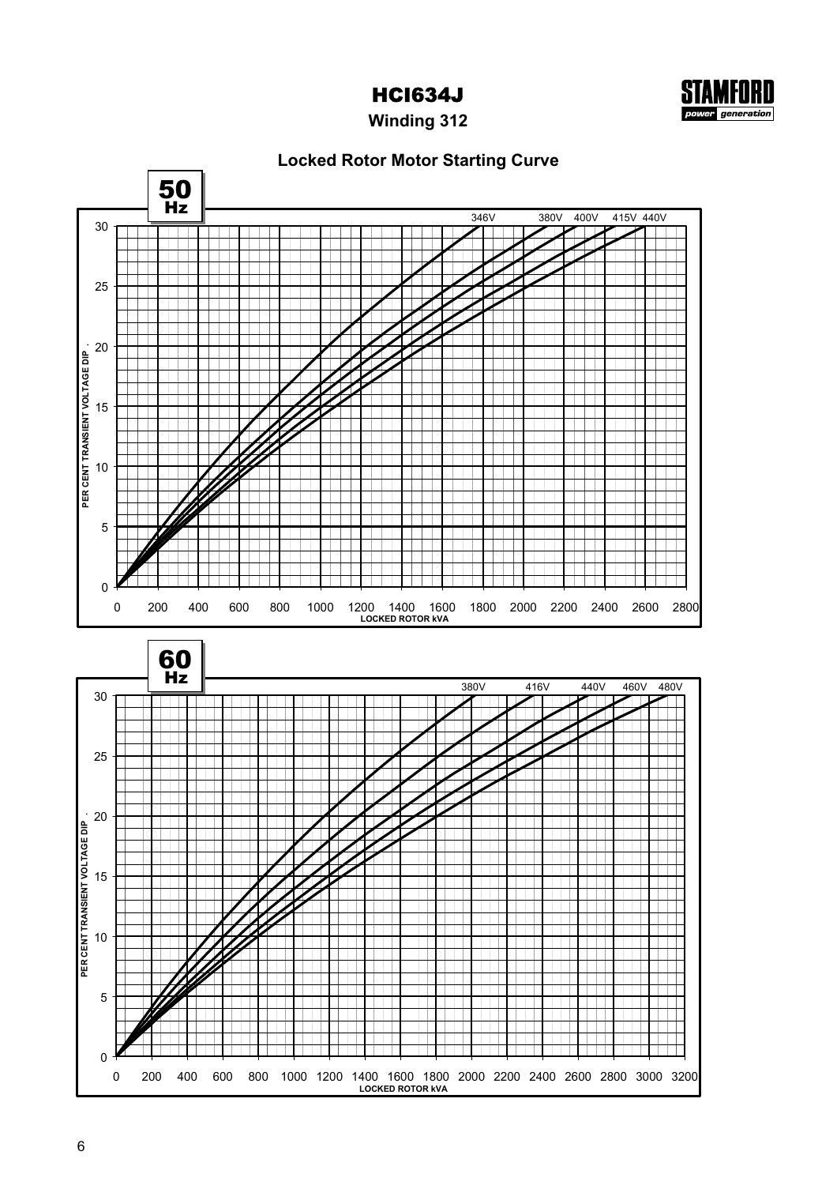# HCI634J

## Winding 312

### Locked Rotor Motor Starting Curve

**50 Hz**

Curves: 346V, 380V, 400V, 415V, 440V

PER CENT TRANSIENT VOLTAGE DIP (0–30) vs LOCKED ROTOR kVA (0–2800)

**60 Hz**

Curves: 380V, 416V, 440V, 460V, 480V

PER CENT TRANSIENT VOLTAGE DIP (0–30) vs LOCKED ROTOR kVA (0–3200)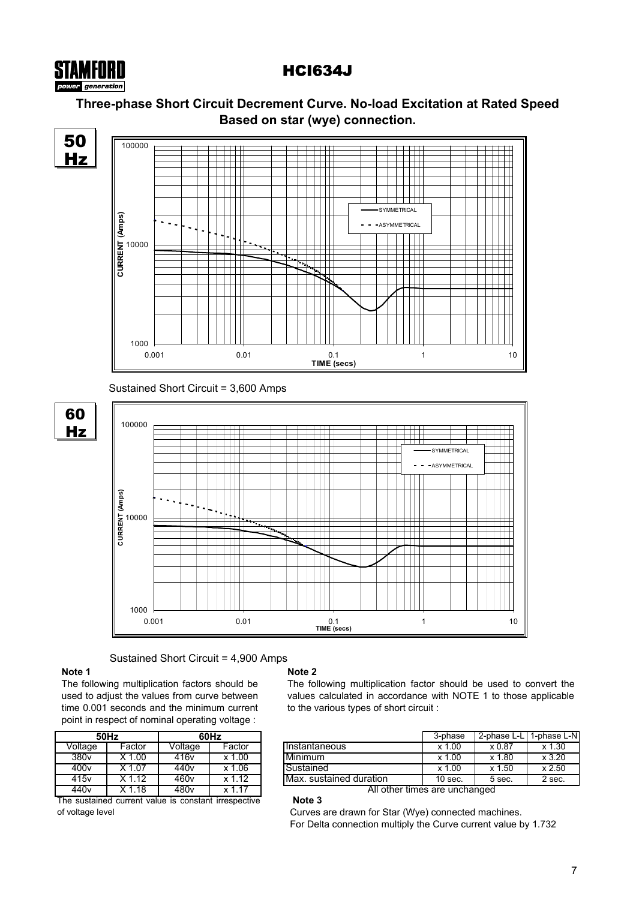# HCI634J

## Three-phase Short Circuit Decrement Curve. No-load Excitation at Rated Speed Based on star (wye) connection.

**50 Hz**

Sustained Short Circuit = 3,600 Amps

**60 Hz**

Sustained Short Circuit = 4,900 Amps

**Note 1**

The following multiplication factors should be used to adjust the values from curve between time 0.001 seconds and the minimum current point in respect of nominal operating voltage :

| 50Hz | | 60Hz | |
|---|---|---|---|
| Voltage | Factor | Voltage | Factor |
| 380v | X 1.00 | 416v | x 1.00 |
| 400v | X 1.07 | 440v | x 1.06 |
| 415v | X 1.12 | 460v | x 1.12 |
| 440v | X 1.18 | 480v | x 1.17 |

The sustained current value is constant irrespective of voltage level

**Note 2**

The following multiplication factor should be used to convert the values calculated in accordance with NOTE 1 to those applicable to the various types of short circuit :

| | 3-phase | 2-phase L-L | 1-phase L-N |
|---|---|---|---|
| Instantaneous | x 1.00 | x 0.87 | x 1.30 |
| Minimum | x 1.00 | x 1.80 | x 3.20 |
| Sustained | x 1.00 | x 1.50 | x 2.50 |
| Max. sustained duration | 10 sec. | 5 sec. | 2 sec. |

All other times are unchanged

**Note 3**

Curves are drawn for Star (Wye) connected machines.
For Delta connection multiply the Curve current value by 1.732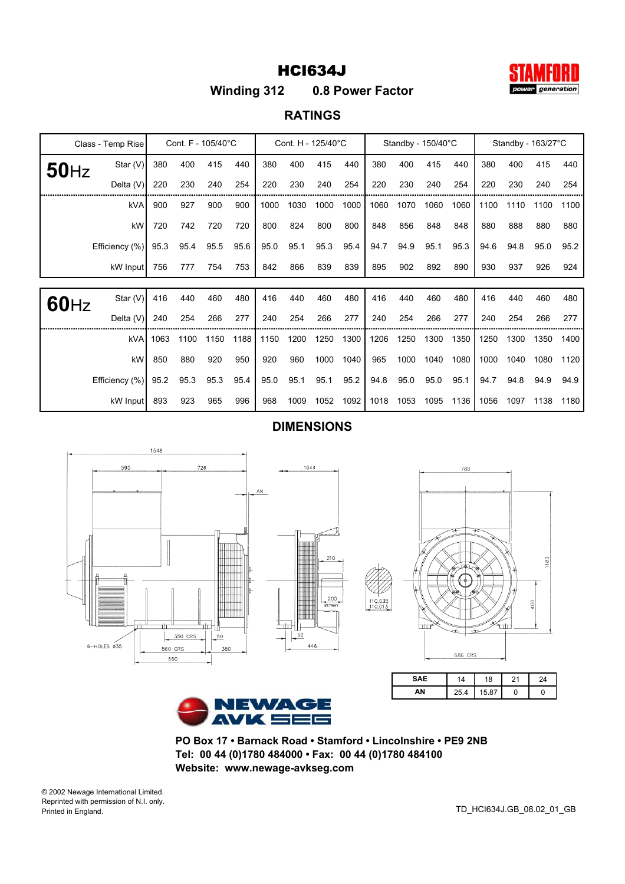# HCI634J

**Winding 312 0.8 Power Factor**

STAMFORD power generation

## RATINGS

| Class - Temp Rise | Cont. F - 105/40°C | | | | Cont. H - 125/40°C | | | | Standby - 150/40°C | | | | Standby - 163/27°C | | | |
|---|---|---|---|---|---|---|---|---|---|---|---|---|---|---|---|---|
| **50Hz** Star (V) | 380 | 400 | 415 | 440 | 380 | 400 | 415 | 440 | 380 | 400 | 415 | 440 | 380 | 400 | 415 | 440 |
| Delta (V) | 220 | 230 | 240 | 254 | 220 | 230 | 240 | 254 | 220 | 230 | 240 | 254 | 220 | 230 | 240 | 254 |
| kVA | 900 | 927 | 900 | 900 | 1000 | 1030 | 1000 | 1000 | 1060 | 1070 | 1060 | 1060 | 1100 | 1110 | 1100 | 1100 |
| kW | 720 | 742 | 720 | 720 | 800 | 824 | 800 | 800 | 848 | 856 | 848 | 848 | 880 | 888 | 880 | 880 |
| Efficiency (%) | 95.3 | 95.4 | 95.5 | 95.6 | 95.0 | 95.1 | 95.3 | 95.4 | 94.7 | 94.9 | 95.1 | 95.3 | 94.6 | 94.8 | 95.0 | 95.2 |
| kW Input | 756 | 777 | 754 | 753 | 842 | 866 | 839 | 839 | 895 | 902 | 892 | 890 | 930 | 937 | 926 | 924 |

| | | | | | | | | | | | | | | | | |
|---|---|---|---|---|---|---|---|---|---|---|---|---|---|---|---|---|
| **60Hz** Star (V) | 416 | 440 | 460 | 480 | 416 | 440 | 460 | 480 | 416 | 440 | 460 | 480 | 416 | 440 | 460 | 480 |
| Delta (V) | 240 | 254 | 266 | 277 | 240 | 254 | 266 | 277 | 240 | 254 | 266 | 277 | 240 | 254 | 266 | 277 |
| kVA | 1063 | 1100 | 1150 | 1188 | 1150 | 1200 | 1250 | 1300 | 1206 | 1250 | 1300 | 1350 | 1250 | 1300 | 1350 | 1400 |
| kW | 850 | 880 | 920 | 950 | 920 | 960 | 1000 | 1040 | 965 | 1000 | 1040 | 1080 | 1000 | 1040 | 1080 | 1120 |
| Efficiency (%) | 95.2 | 95.3 | 95.3 | 95.4 | 95.0 | 95.1 | 95.1 | 95.2 | 94.8 | 95.0 | 95.0 | 95.1 | 94.7 | 94.8 | 94.9 | 94.9 |
| kW Input | 893 | 923 | 965 | 996 | 968 | 1009 | 1052 | 1092 | 1018 | 1053 | 1095 | 1136 | 1056 | 1097 | 1138 | 1180 |

## DIMENSIONS

1548
595
726
AN
1644
210
200
KEYWAY
110.035
110.013
780
1183
400
350 CRS
50
6-HOLES ⌀35
560 CRS
350
660
50
446
686 CRS

| SAE | 14 | 18 | 21 | 24 |
|---|---|---|---|---|
| AN | 25.4 | 15.87 | 0 | 0 |

NEWAGE AVK SEG

**PO Box 17 • Barnack Road • Stamford • Lincolnshire • PE9 2NB**
**Tel: 00 44 (0)1780 484000 • Fax: 00 44 (0)1780 484100**
**Website: www.newage-avkseg.com**

© 2002 Newage International Limited.
Reprinted with permission of N.I. only.
Printed in England.

TD_HCI634J.GB_08.02_01_GB